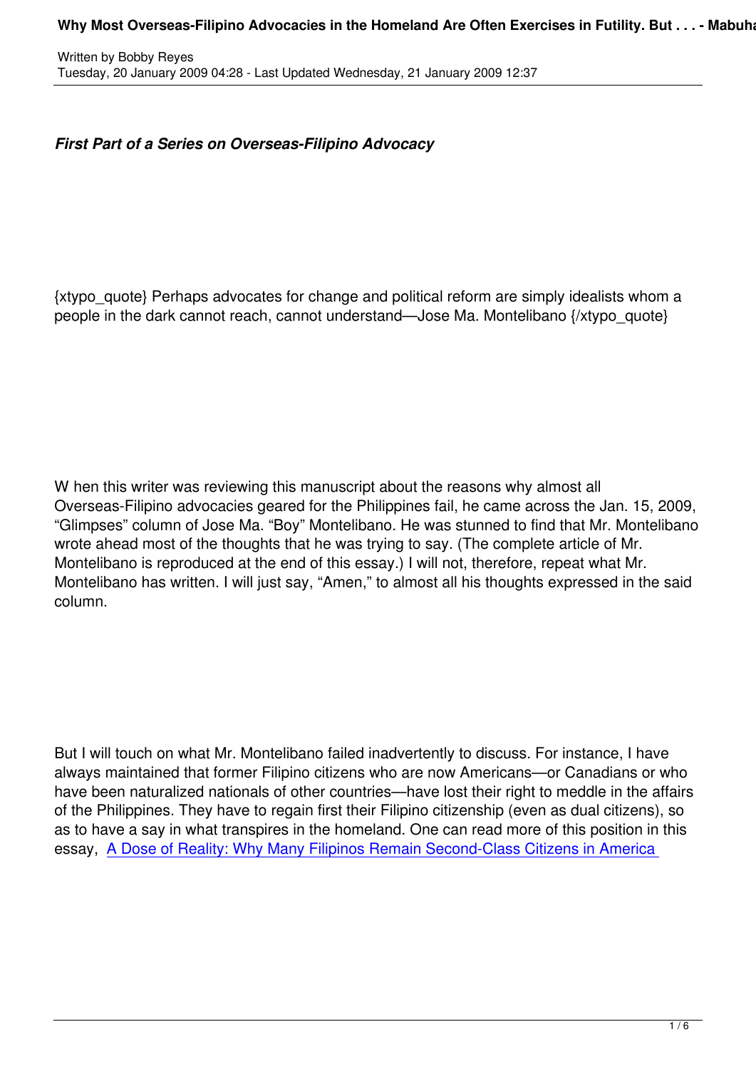*First Part of a Series on Overseas-Filipino Advocacy*

{xtypo_quote} Perhaps advocates for change and political reform are simply idealists whom a people in the dark cannot reach, cannot understand—Jose Ma. Montelibano {/xtypo_quote}

When this writer was reviewing this manuscript about the reasons why almost all Overseas-Filipino advocacies geared for the Philippines fail, he came across the Jan. 15, 2009, "Glimpses" column of Jose Ma. "Boy" Montelibano. He was stunned to find that Mr. Montelibano wrote ahead most of the thoughts that he was trying to say. (The complete article of Mr. Montelibano is reproduced at the end of this essay.) I will not, therefore, repeat what Mr. Montelibano has written. I will just say, "Amen," to almost all his thoughts expressed in the said column.

But I will touch on what Mr. Montelibano failed inadvertently to discuss. For instance, I have always maintained that former Filipino citizens who are now Americans—or Canadians or who have been naturalized nationals of other countries—have lost their right to meddle in the affairs of the Philippines. They have to regain first their Filipino citizenship (even as dual citizens), so as to have a say in what transpires in the homeland. One can read more of this position in this essay, A Dose of Reality: Why Many Filipinos Remain Second-Class Citizens in America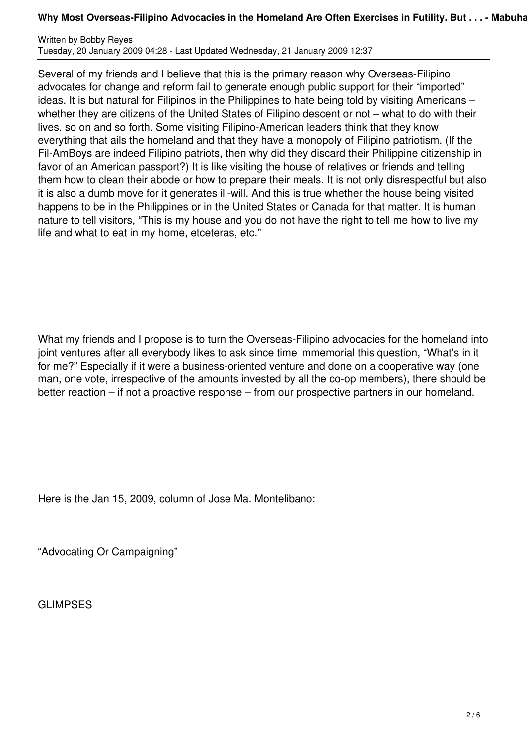Several of my friends and I believe that this is the primary reason why Overseas-Filipino advocates for change and reform fail to generate enough public support for their “imported” ideas. It is but natural for Filipinos in the Philippines to hate being told by visiting Americans – whether they are citizens of the United States of Filipino descent or not – what to do with their lives, so on and so forth. Some visiting Filipino-American leaders think that they know everything that ails the homeland and that they have a monopoly of Filipino patriotism. (If the Fil-AmBoys are indeed Filipino patriots, then why did they discard their Philippine citizenship in favor of an American passport?) It is like visiting the house of relatives or friends and telling them how to clean their abode or how to prepare their meals. It is not only disrespectful but also it is also a dumb move for it generates ill-will. And this is true whether the house being visited happens to be in the Philippines or in the United States or Canada for that matter. It is human nature to tell visitors, “This is my house and you do not have the right to tell me how to live my life and what to eat in my home, etceteras, etc.”

What my friends and I propose is to turn the Overseas-Filipino advocacies for the homeland into joint ventures after all everybody likes to ask since time immemorial this question, “What’s in it for me?” Especially if it were a business-oriented venture and done on a cooperative way (one man, one vote, irrespective of the amounts invested by all the co-op members), there should be better reaction – if not a proactive response – from our prospective partners in our homeland.

Here is the Jan 15, 2009, column of Jose Ma. Montelibano:

“Advocating Or Campaigning”

GLIMPSES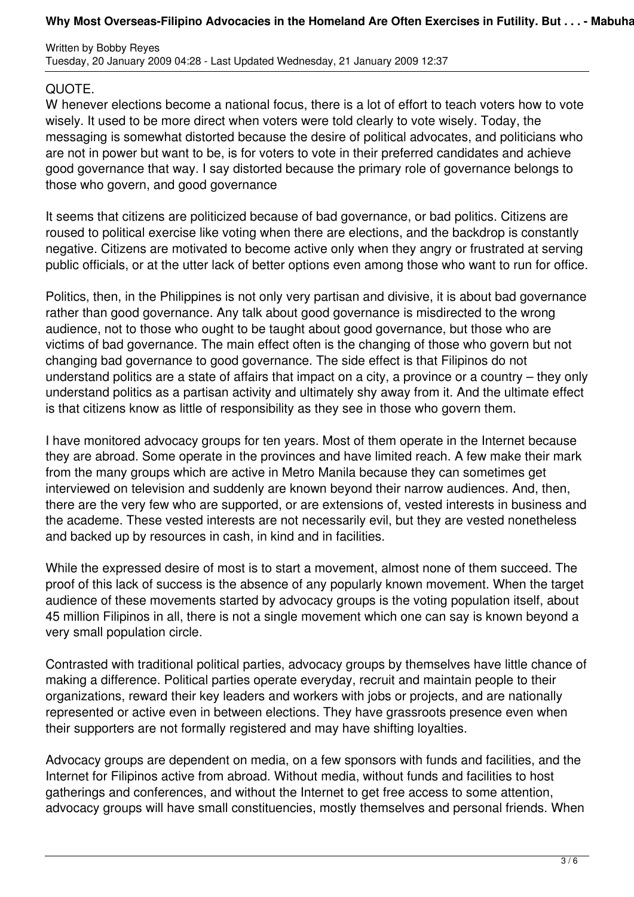QUOTE.

W henever elections become a national focus, there is a lot of effort to teach voters how to vote wisely. It used to be more direct when voters were told clearly to vote wisely. Today, the messaging is somewhat distorted because the desire of political advocates, and politicians who are not in power but want to be, is for voters to vote in their preferred candidates and achieve good governance that way. I say distorted because the primary role of governance belongs to those who govern, and good governance

It seems that citizens are politicized because of bad governance, or bad politics. Citizens are roused to political exercise like voting when there are elections, and the backdrop is constantly negative. Citizens are motivated to become active only when they angry or frustrated at serving public officials, or at the utter lack of better options even among those who want to run for office.

Politics, then, in the Philippines is not only very partisan and divisive, it is about bad governance rather than good governance. Any talk about good governance is misdirected to the wrong audience, not to those who ought to be taught about good governance, but those who are victims of bad governance. The main effect often is the changing of those who govern but not changing bad governance to good governance. The side effect is that Filipinos do not understand politics are a state of affairs that impact on a city, a province or a country – they only understand politics as a partisan activity and ultimately shy away from it. And the ultimate effect is that citizens know as little of responsibility as they see in those who govern them.

I have monitored advocacy groups for ten years. Most of them operate in the Internet because they are abroad. Some operate in the provinces and have limited reach. A few make their mark from the many groups which are active in Metro Manila because they can sometimes get interviewed on television and suddenly are known beyond their narrow audiences. And, then, there are the very few who are supported, or are extensions of, vested interests in business and the academe. These vested interests are not necessarily evil, but they are vested nonetheless and backed up by resources in cash, in kind and in facilities.

While the expressed desire of most is to start a movement, almost none of them succeed. The proof of this lack of success is the absence of any popularly known movement. When the target audience of these movements started by advocacy groups is the voting population itself, about 45 million Filipinos in all, there is not a single movement which one can say is known beyond a very small population circle.

Contrasted with traditional political parties, advocacy groups by themselves have little chance of making a difference. Political parties operate everyday, recruit and maintain people to their organizations, reward their key leaders and workers with jobs or projects, and are nationally represented or active even in between elections. They have grassroots presence even when their supporters are not formally registered and may have shifting loyalties.

Advocacy groups are dependent on media, on a few sponsors with funds and facilities, and the Internet for Filipinos active from abroad. Without media, without funds and facilities to host gatherings and conferences, and without the Internet to get free access to some attention, advocacy groups will have small constituencies, mostly themselves and personal friends. When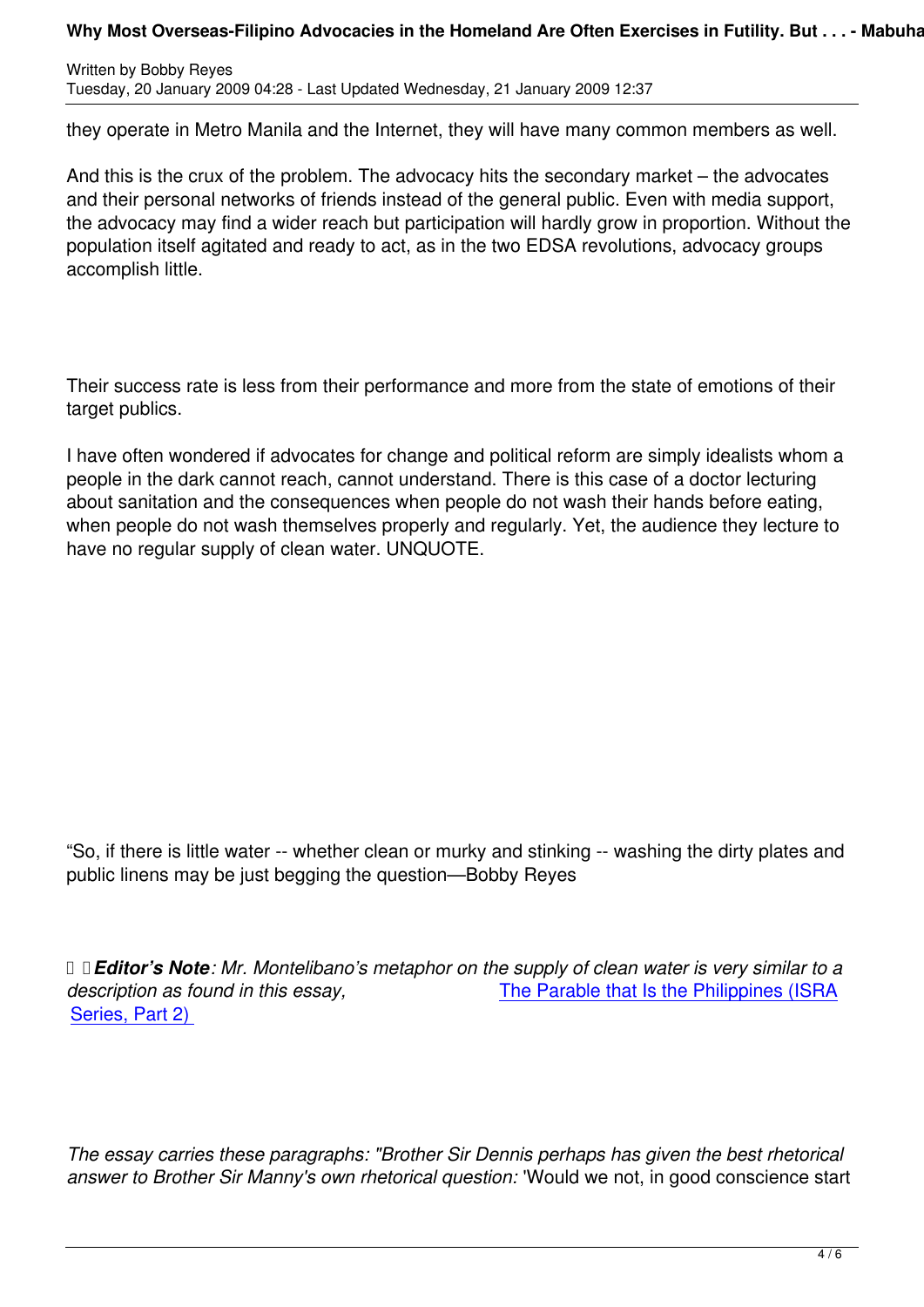they operate in Metro Manila and the Internet, they will have many common members as well.

And this is the crux of the problem. The advocacy hits the secondary market – the advocates and their personal networks of friends instead of the general public. Even with media support, the advocacy may find a wider reach but participation will hardly grow in proportion. Without the population itself agitated and ready to act, as in the two EDSA revolutions, advocacy groups accomplish little.

Their success rate is less from their performance and more from the state of emotions of their target publics.

I have often wondered if advocates for change and political reform are simply idealists whom a people in the dark cannot reach, cannot understand. There is this case of a doctor lecturing about sanitation and the consequences when people do not wash their hands before eating, when people do not wash themselves properly and regularly. Yet, the audience they lecture to have no regular supply of clean water. UNQUOTE.

"So, if there is little water -- whether clean or murky and stinking -- washing the dirty plates and public linens may be just begging the question—Bobby Reyes

***Editor's Note****: Mr. Montelibano's metaphor on the supply of clean water is very similar to a description as found in this essay,* [The Parable that Is the Philippines (ISRA Series, Part 2)]

*The essay carries these paragraphs: "Brother Sir Dennis perhaps has given the best rhetorical answer to Brother Sir Manny's own rhetorical question:* 'Would we not, in good conscience start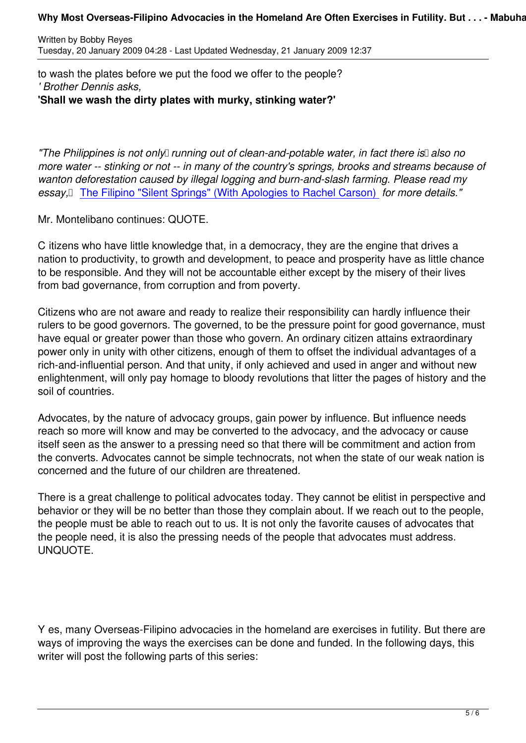to wash the plates before we put the food we offer to the people?
*' Brother Dennis asks,*
**'Shall we wash the dirty plates with murky, stinking water?'**

*"The Philippines is not only running out of clean-and-potable water, in fact there is also no more water -- stinking or not -- in many of the country's springs, brooks and streams because of wanton deforestation caused by illegal logging and burn-and-slash farming. Please read my essay,* The Filipino "Silent Springs" (With Apologies to Rachel Carson) *for more details."*

Mr. Montelibano continues: QUOTE.

Citizens who have little knowledge that, in a democracy, they are the engine that drives a nation to productivity, to growth and development, to peace and prosperity have as little chance to be responsible. And they will not be accountable either except by the misery of their lives from bad governance, from corruption and from poverty.

Citizens who are not aware and ready to realize their responsibility can hardly influence their rulers to be good governors. The governed, to be the pressure point for good governance, must have equal or greater power than those who govern. An ordinary citizen attains extraordinary power only in unity with other citizens, enough of them to offset the individual advantages of a rich-and-influential person. And that unity, if only achieved and used in anger and without new enlightenment, will only pay homage to bloody revolutions that litter the pages of history and the soil of countries.

Advocates, by the nature of advocacy groups, gain power by influence. But influence needs reach so more will know and may be converted to the advocacy, and the advocacy or cause itself seen as the answer to a pressing need so that there will be commitment and action from the converts. Advocates cannot be simple technocrats, not when the state of our weak nation is concerned and the future of our children are threatened.

There is a great challenge to political advocates today. They cannot be elitist in perspective and behavior or they will be no better than those they complain about. If we reach out to the people, the people must be able to reach out to us. It is not only the favorite causes of advocates that the people need, it is also the pressing needs of the people that advocates must address. UNQUOTE.

Yes, many Overseas-Filipino advocacies in the homeland are exercises in futility. But there are ways of improving the ways the exercises can be done and funded. In the following days, this writer will post the following parts of this series: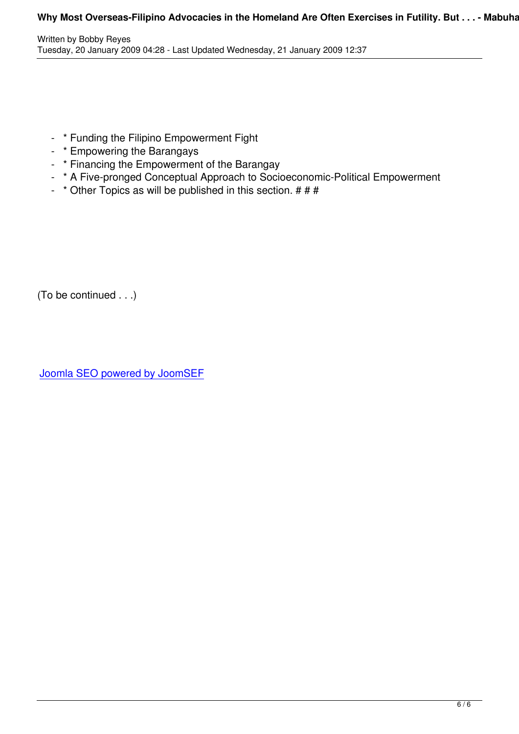- * Funding the Filipino Empowerment Fight
- * Empowering the Barangays
- * Financing the Empowerment of the Barangay
- * A Five-pronged Conceptual Approach to Socioeconomic-Political Empowerment
- * Other Topics as will be published in this section. # # #

(To be continued . . .)

Joomla SEO powered by JoomSEF